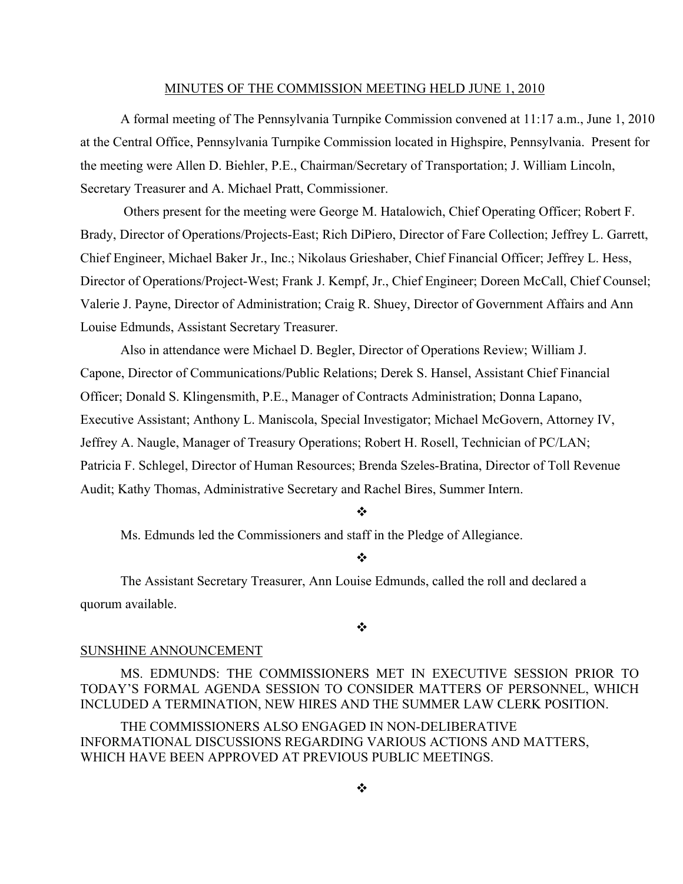MINUTES OF THE COMMISSION MEETING HELD JUNE 1, 2010

A formal meeting of The Pennsylvania Turnpike Commission convened at 11:17 a.m., June 1, 2010 at the Central Office, Pennsylvania Turnpike Commission located in Highspire, Pennsylvania. Present for the meeting were Allen D. Biehler, P.E., Chairman/Secretary of Transportation; J. William Lincoln, Secretary Treasurer and A. Michael Pratt, Commissioner.

Others present for the meeting were George M. Hatalowich, Chief Operating Officer; Robert F. Brady, Director of Operations/Projects-East; Rich DiPiero, Director of Fare Collection; Jeffrey L. Garrett, Chief Engineer, Michael Baker Jr., Inc.; Nikolaus Grieshaber, Chief Financial Officer; Jeffrey L. Hess, Director of Operations/Project-West; Frank J. Kempf, Jr., Chief Engineer; Doreen McCall, Chief Counsel; Valerie J. Payne, Director of Administration; Craig R. Shuey, Director of Government Affairs and Ann Louise Edmunds, Assistant Secretary Treasurer.

Also in attendance were Michael D. Begler, Director of Operations Review; William J. Capone, Director of Communications/Public Relations; Derek S. Hansel, Assistant Chief Financial Officer; Donald S. Klingensmith, P.E., Manager of Contracts Administration; Donna Lapano, Executive Assistant; Anthony L. Maniscola, Special Investigator; Michael McGovern, Attorney IV, Jeffrey A. Naugle, Manager of Treasury Operations; Robert H. Rosell, Technician of PC/LAN; Patricia F. Schlegel, Director of Human Resources; Brenda Szeles-Bratina, Director of Toll Revenue Audit; Kathy Thomas, Administrative Secretary and Rachel Bires, Summer Intern.

❖

Ms. Edmunds led the Commissioners and staff in the Pledge of Allegiance.

❖

The Assistant Secretary Treasurer, Ann Louise Edmunds, called the roll and declared a quorum available.

❖

SUNSHINE ANNOUNCEMENT

MS. EDMUNDS: THE COMMISSIONERS MET IN EXECUTIVE SESSION PRIOR TO TODAY'S FORMAL AGENDA SESSION TO CONSIDER MATTERS OF PERSONNEL, WHICH INCLUDED A TERMINATION, NEW HIRES AND THE SUMMER LAW CLERK POSITION.

THE COMMISSIONERS ALSO ENGAGED IN NON-DELIBERATIVE INFORMATIONAL DISCUSSIONS REGARDING VARIOUS ACTIONS AND MATTERS, WHICH HAVE BEEN APPROVED AT PREVIOUS PUBLIC MEETINGS.

❖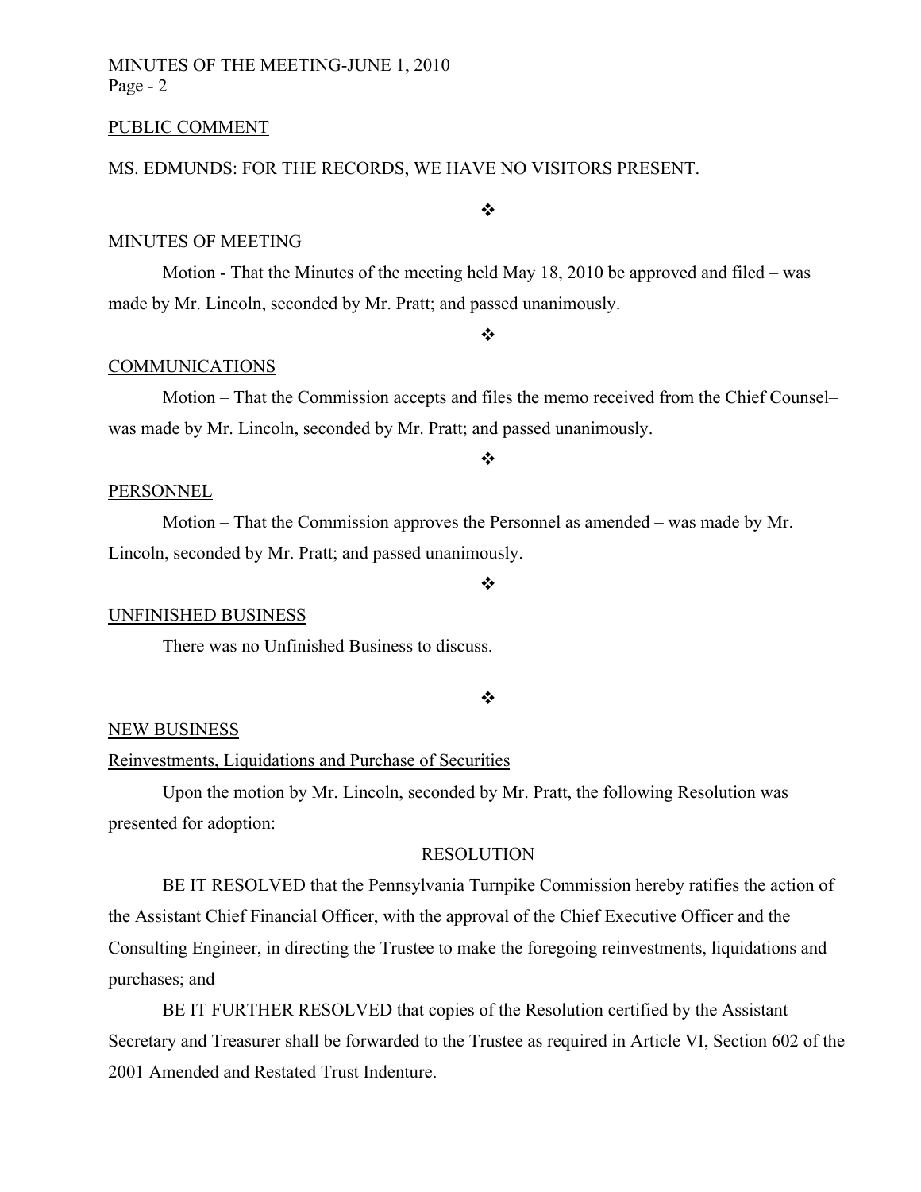PUBLIC COMMENT

MS. EDMUNDS: FOR THE RECORDS, WE HAVE NO VISITORS PRESENT.

❖

MINUTES OF MEETING

Motion - That the Minutes of the meeting held May 18, 2010 be approved and filed – was made by Mr. Lincoln, seconded by Mr. Pratt; and passed unanimously.

❖

COMMUNICATIONS

Motion – That the Commission accepts and files the memo received from the Chief Counsel– was made by Mr. Lincoln, seconded by Mr. Pratt; and passed unanimously.

❖

PERSONNEL

Motion – That the Commission approves the Personnel as amended – was made by Mr. Lincoln, seconded by Mr. Pratt; and passed unanimously.

❖

UNFINISHED BUSINESS

There was no Unfinished Business to discuss.

❖

NEW BUSINESS

Reinvestments, Liquidations and Purchase of Securities

Upon the motion by Mr. Lincoln, seconded by Mr. Pratt, the following Resolution was presented for adoption:

RESOLUTION

BE IT RESOLVED that the Pennsylvania Turnpike Commission hereby ratifies the action of the Assistant Chief Financial Officer, with the approval of the Chief Executive Officer and the Consulting Engineer, in directing the Trustee to make the foregoing reinvestments, liquidations and purchases; and

BE IT FURTHER RESOLVED that copies of the Resolution certified by the Assistant Secretary and Treasurer shall be forwarded to the Trustee as required in Article VI, Section 602 of the 2001 Amended and Restated Trust Indenture.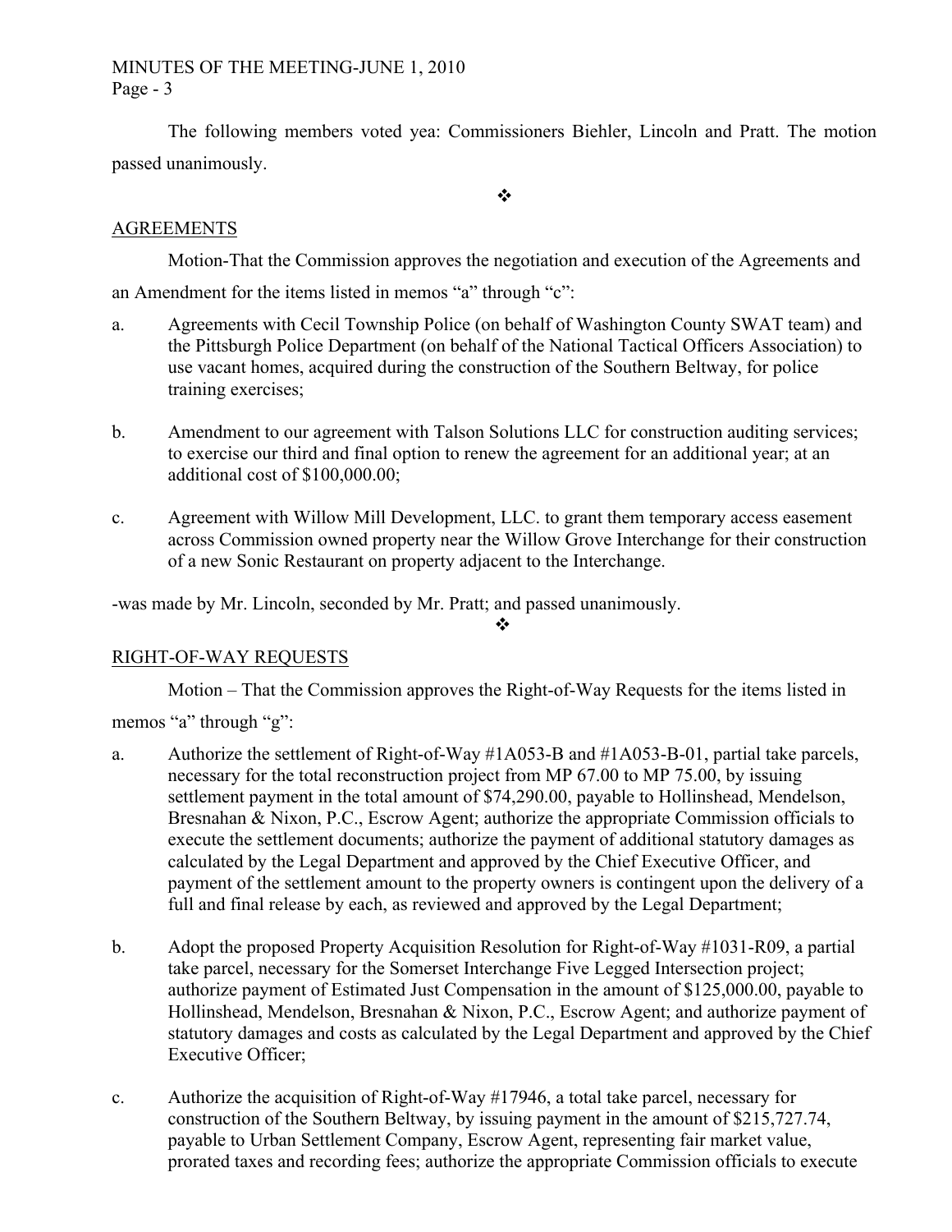The following members voted yea: Commissioners Biehler, Lincoln and Pratt. The motion passed unanimously.

❖

AGREEMENTS

Motion-That the Commission approves the negotiation and execution of the Agreements and an Amendment for the items listed in memos "a" through "c":

a. Agreements with Cecil Township Police (on behalf of Washington County SWAT team) and the Pittsburgh Police Department (on behalf of the National Tactical Officers Association) to use vacant homes, acquired during the construction of the Southern Beltway, for police training exercises;

b. Amendment to our agreement with Talson Solutions LLC for construction auditing services; to exercise our third and final option to renew the agreement for an additional year; at an additional cost of $100,000.00;

c. Agreement with Willow Mill Development, LLC. to grant them temporary access easement across Commission owned property near the Willow Grove Interchange for their construction of a new Sonic Restaurant on property adjacent to the Interchange.

-was made by Mr. Lincoln, seconded by Mr. Pratt; and passed unanimously.

❖

RIGHT-OF-WAY REQUESTS

Motion – That the Commission approves the Right-of-Way Requests for the items listed in memos "a" through "g":

a. Authorize the settlement of Right-of-Way #1A053-B and #1A053-B-01, partial take parcels, necessary for the total reconstruction project from MP 67.00 to MP 75.00, by issuing settlement payment in the total amount of $74,290.00, payable to Hollinshead, Mendelson, Bresnahan & Nixon, P.C., Escrow Agent; authorize the appropriate Commission officials to execute the settlement documents; authorize the payment of additional statutory damages as calculated by the Legal Department and approved by the Chief Executive Officer, and payment of the settlement amount to the property owners is contingent upon the delivery of a full and final release by each, as reviewed and approved by the Legal Department;

b. Adopt the proposed Property Acquisition Resolution for Right-of-Way #1031-R09, a partial take parcel, necessary for the Somerset Interchange Five Legged Intersection project; authorize payment of Estimated Just Compensation in the amount of $125,000.00, payable to Hollinshead, Mendelson, Bresnahan & Nixon, P.C., Escrow Agent; and authorize payment of statutory damages and costs as calculated by the Legal Department and approved by the Chief Executive Officer;

c. Authorize the acquisition of Right-of-Way #17946, a total take parcel, necessary for construction of the Southern Beltway, by issuing payment in the amount of $215,727.74, payable to Urban Settlement Company, Escrow Agent, representing fair market value, prorated taxes and recording fees; authorize the appropriate Commission officials to execute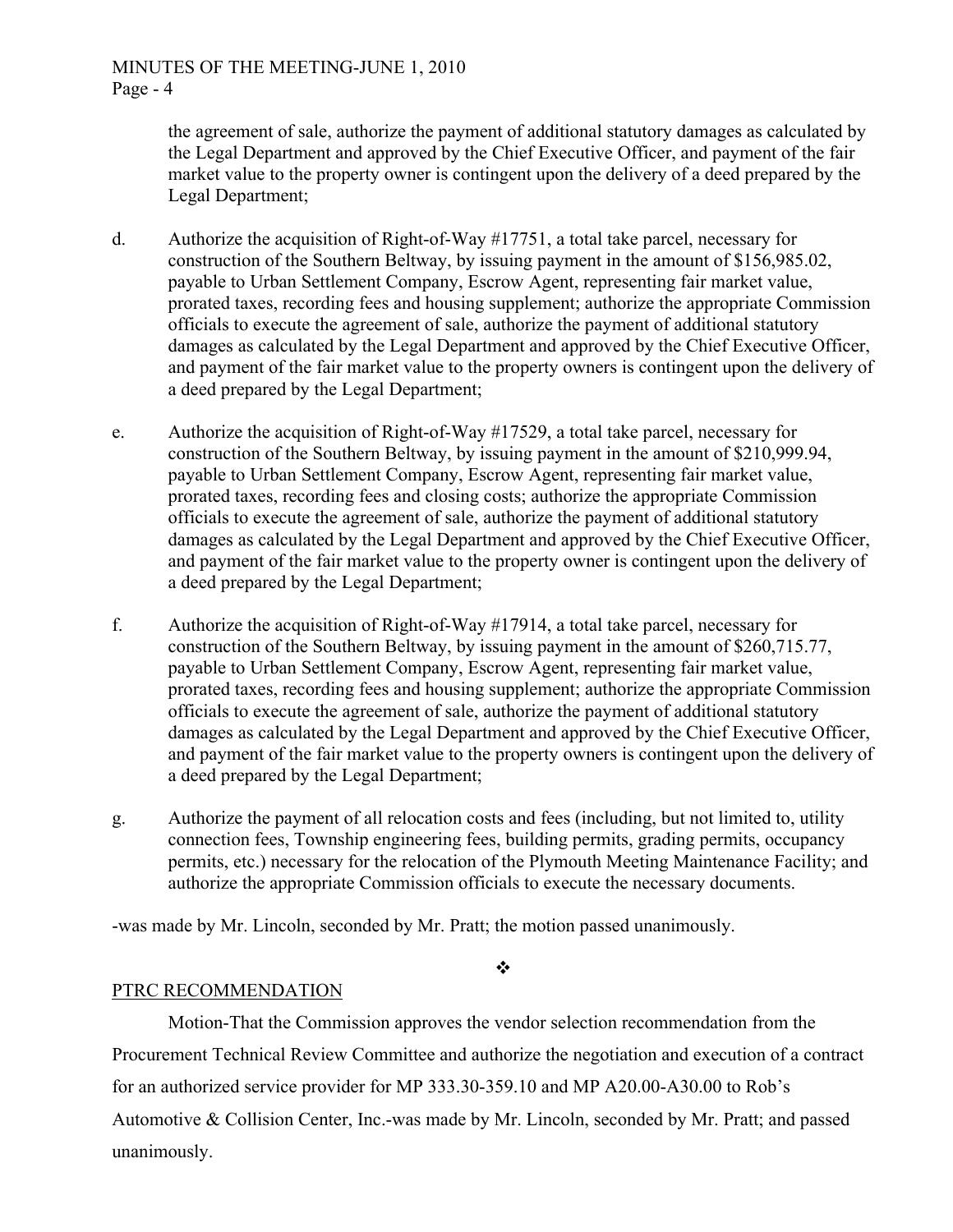the agreement of sale, authorize the payment of additional statutory damages as calculated by the Legal Department and approved by the Chief Executive Officer, and payment of the fair market value to the property owner is contingent upon the delivery of a deed prepared by the Legal Department;

d. Authorize the acquisition of Right-of-Way #17751, a total take parcel, necessary for construction of the Southern Beltway, by issuing payment in the amount of $156,985.02, payable to Urban Settlement Company, Escrow Agent, representing fair market value, prorated taxes, recording fees and housing supplement; authorize the appropriate Commission officials to execute the agreement of sale, authorize the payment of additional statutory damages as calculated by the Legal Department and approved by the Chief Executive Officer, and payment of the fair market value to the property owners is contingent upon the delivery of a deed prepared by the Legal Department;

e. Authorize the acquisition of Right-of-Way #17529, a total take parcel, necessary for construction of the Southern Beltway, by issuing payment in the amount of $210,999.94, payable to Urban Settlement Company, Escrow Agent, representing fair market value, prorated taxes, recording fees and closing costs; authorize the appropriate Commission officials to execute the agreement of sale, authorize the payment of additional statutory damages as calculated by the Legal Department and approved by the Chief Executive Officer, and payment of the fair market value to the property owner is contingent upon the delivery of a deed prepared by the Legal Department;

f. Authorize the acquisition of Right-of-Way #17914, a total take parcel, necessary for construction of the Southern Beltway, by issuing payment in the amount of $260,715.77, payable to Urban Settlement Company, Escrow Agent, representing fair market value, prorated taxes, recording fees and housing supplement; authorize the appropriate Commission officials to execute the agreement of sale, authorize the payment of additional statutory damages as calculated by the Legal Department and approved by the Chief Executive Officer, and payment of the fair market value to the property owners is contingent upon the delivery of a deed prepared by the Legal Department;

g. Authorize the payment of all relocation costs and fees (including, but not limited to, utility connection fees, Township engineering fees, building permits, grading permits, occupancy permits, etc.) necessary for the relocation of the Plymouth Meeting Maintenance Facility; and authorize the appropriate Commission officials to execute the necessary documents.

-was made by Mr. Lincoln, seconded by Mr. Pratt; the motion passed unanimously.

❖

PTRC RECOMMENDATION

Motion-That the Commission approves the vendor selection recommendation from the Procurement Technical Review Committee and authorize the negotiation and execution of a contract for an authorized service provider for MP 333.30-359.10 and MP A20.00-A30.00 to Rob's Automotive & Collision Center, Inc.-was made by Mr. Lincoln, seconded by Mr. Pratt; and passed unanimously.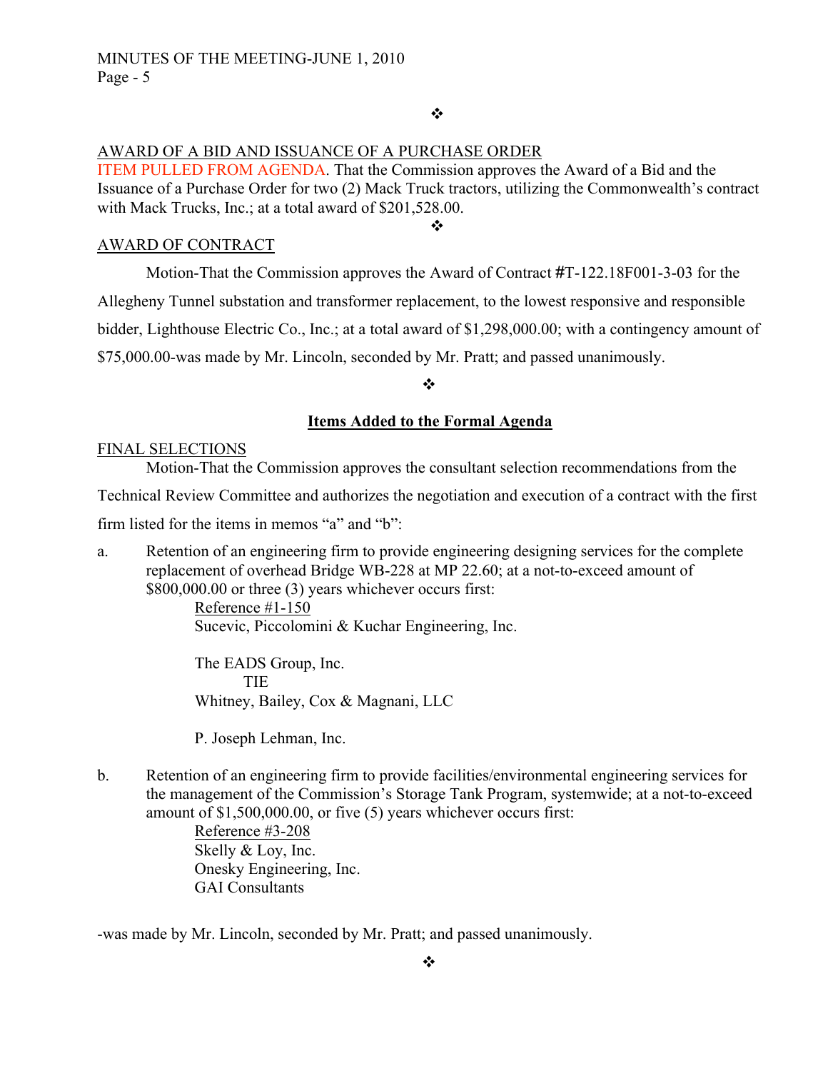❖

AWARD OF A BID AND ISSUANCE OF A PURCHASE ORDER

ITEM PULLED FROM AGENDA. That the Commission approves the Award of a Bid and the Issuance of a Purchase Order for two (2) Mack Truck tractors, utilizing the Commonwealth's contract with Mack Trucks, Inc.; at a total award of $201,528.00.

❖

AWARD OF CONTRACT

Motion-That the Commission approves the Award of Contract #T-122.18F001-3-03 for the Allegheny Tunnel substation and transformer replacement, to the lowest responsive and responsible bidder, Lighthouse Electric Co., Inc.; at a total award of $1,298,000.00; with a contingency amount of $75,000.00-was made by Mr. Lincoln, seconded by Mr. Pratt; and passed unanimously.

❖

## Items Added to the Formal Agenda

FINAL SELECTIONS

Motion-That the Commission approves the consultant selection recommendations from the Technical Review Committee and authorizes the negotiation and execution of a contract with the first firm listed for the items in memos "a" and "b":

a. Retention of an engineering firm to provide engineering designing services for the complete replacement of overhead Bridge WB-228 at MP 22.60; at a not-to-exceed amount of $800,000.00 or three (3) years whichever occurs first:

Reference #1-150

Sucevic, Piccolomini & Kuchar Engineering, Inc.

The EADS Group, Inc.
TIE
Whitney, Bailey, Cox & Magnani, LLC

P. Joseph Lehman, Inc.

b. Retention of an engineering firm to provide facilities/environmental engineering services for the management of the Commission's Storage Tank Program, systemwide; at a not-to-exceed amount of $1,500,000.00, or five (5) years whichever occurs first:

Reference #3-208

Skelly & Loy, Inc.
Onesky Engineering, Inc.
GAI Consultants

-was made by Mr. Lincoln, seconded by Mr. Pratt; and passed unanimously.

❖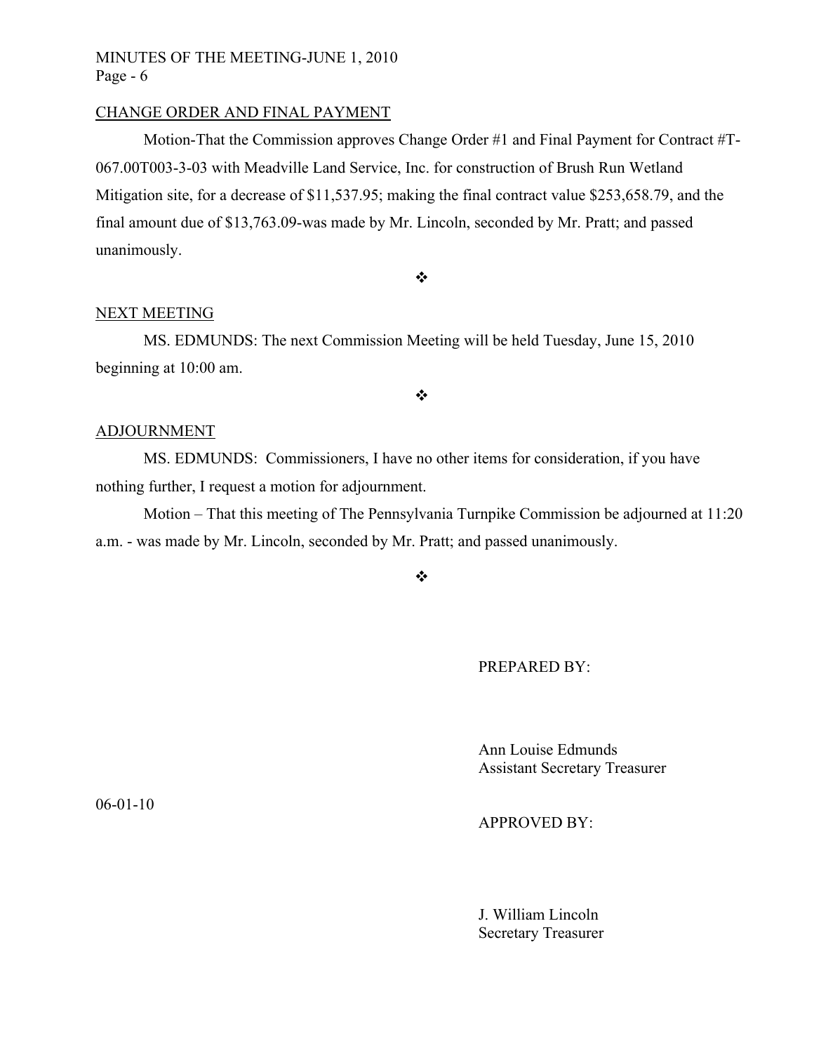## CHANGE ORDER AND FINAL PAYMENT

Motion-That the Commission approves Change Order #1 and Final Payment for Contract #T-067.00T003-3-03 with Meadville Land Service, Inc. for construction of Brush Run Wetland Mitigation site, for a decrease of $11,537.95; making the final contract value $253,658.79, and the final amount due of $13,763.09-was made by Mr. Lincoln, seconded by Mr. Pratt; and passed unanimously.

❖

## NEXT MEETING

MS. EDMUNDS: The next Commission Meeting will be held Tuesday, June 15, 2010 beginning at 10:00 am.

❖

## ADJOURNMENT

MS. EDMUNDS: Commissioners, I have no other items for consideration, if you have nothing further, I request a motion for adjournment.

Motion – That this meeting of The Pennsylvania Turnpike Commission be adjourned at 11:20 a.m. - was made by Mr. Lincoln, seconded by Mr. Pratt; and passed unanimously.

❖

PREPARED BY:

Ann Louise Edmunds
Assistant Secretary Treasurer

06-01-10

APPROVED BY:

J. William Lincoln
Secretary Treasurer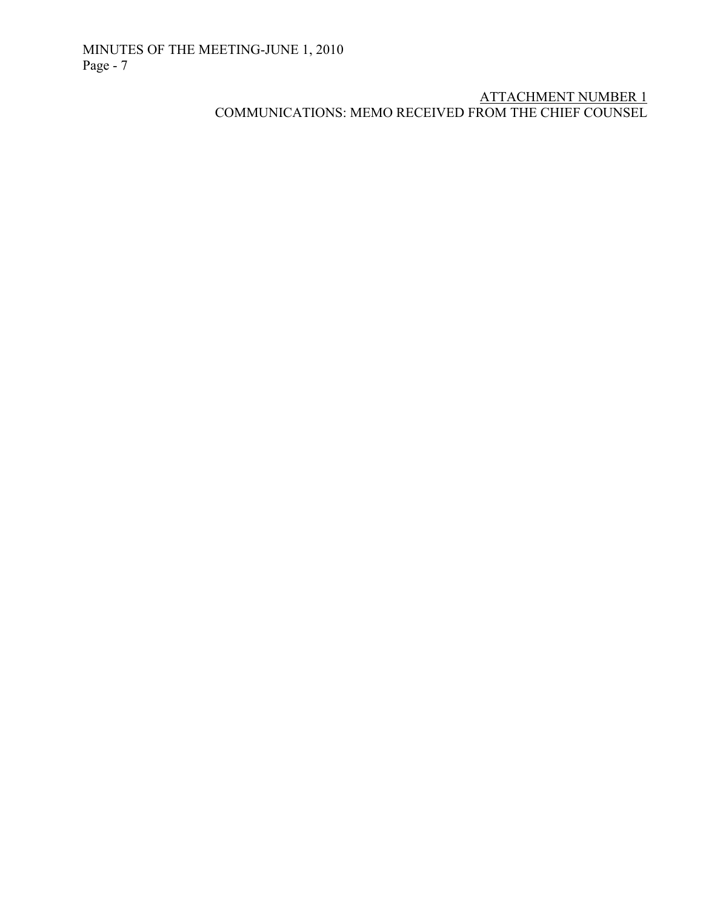<u>ATTACHMENT NUMBER 1</u>

COMMUNICATIONS: MEMO RECEIVED FROM THE CHIEF COUNSEL